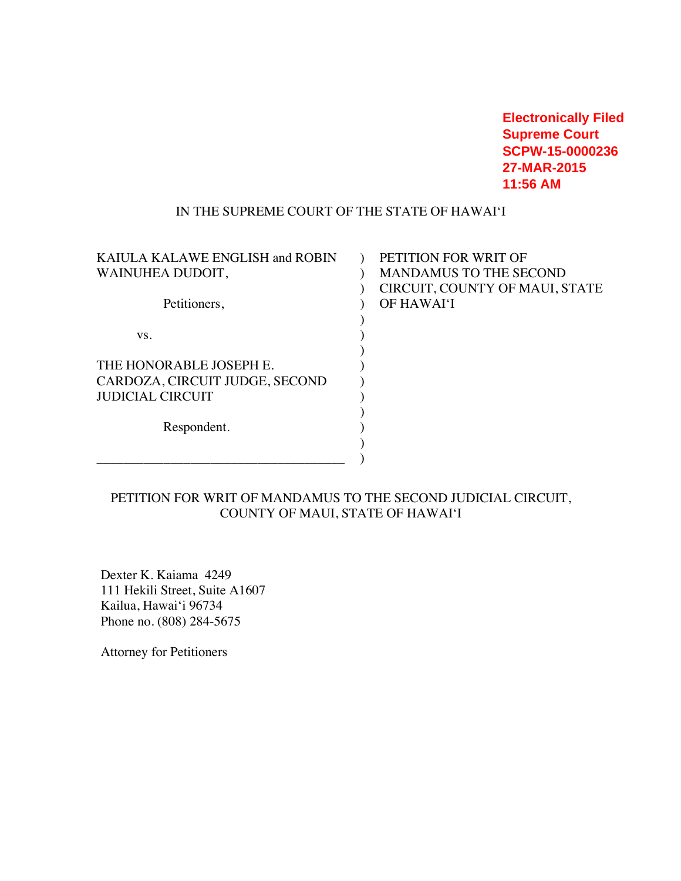**Electronically Filed**
**Supreme Court**
**SCPW-15-0000236**
**27-MAR-2015**
**11:56 AM**

IN THE SUPREME COURT OF THE STATE OF HAWAIʻI

| | | |
|---|---|---|
| KAIULA KALAWE ENGLISH and ROBIN WAINUHEA DUDOIT, | ) | PETITION FOR WRIT OF MANDAMUS TO THE SECOND CIRCUIT, COUNTY OF MAUI, STATE OF HAWAIʻI |
| Petitioners, | ) | |
| vs. | ) | |
| THE HONORABLE JOSEPH E. CARDOZA, CIRCUIT JUDGE, SECOND JUDICIAL CIRCUIT | ) | |
| Respondent. | ) | |
| ______________________________________ | ) | |

PETITION FOR WRIT OF MANDAMUS TO THE SECOND JUDICIAL CIRCUIT, COUNTY OF MAUI, STATE OF HAWAIʻI

Dexter K. Kaiama 4249
111 Hekili Street, Suite A1607
Kailua, Hawaiʻi 96734
Phone no. (808) 284-5675

Attorney for Petitioners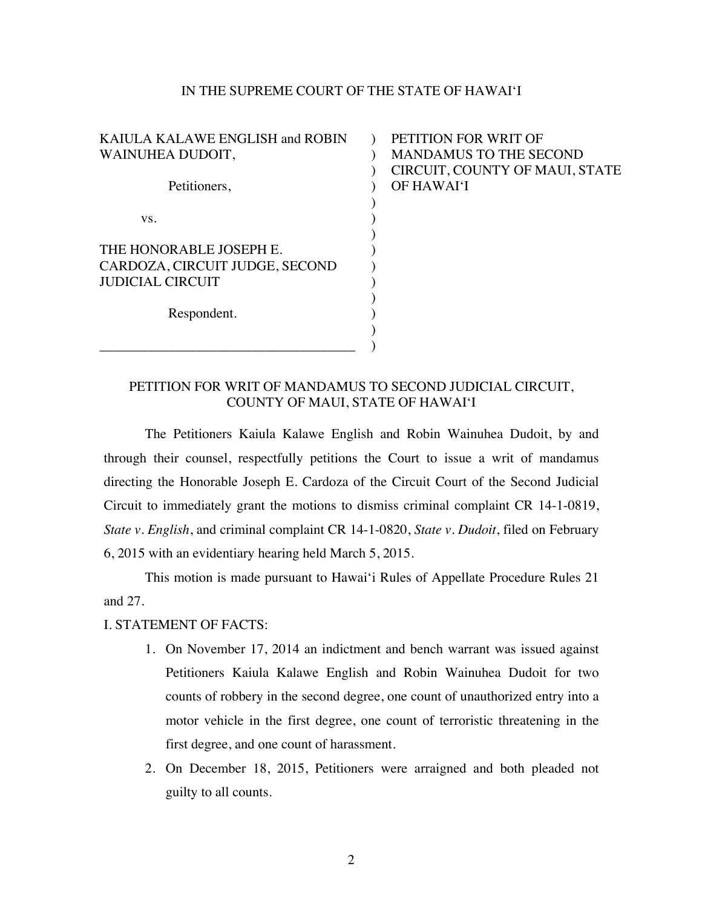IN THE SUPREME COURT OF THE STATE OF HAWAIʻI

| | |
|---|---|
| KAIULA KALAWE ENGLISH and ROBIN WAINUHEA DUDOIT,<br><br>Petitioners,<br><br>vs.<br><br>THE HONORABLE JOSEPH E. CARDOZA, CIRCUIT JUDGE, SECOND JUDICIAL CIRCUIT<br><br>Respondent. | PETITION FOR WRIT OF MANDAMUS TO THE SECOND CIRCUIT, COUNTY OF MAUI, STATE OF HAWAIʻI |

PETITION FOR WRIT OF MANDAMUS TO SECOND JUDICIAL CIRCUIT, COUNTY OF MAUI, STATE OF HAWAIʻI

The Petitioners Kaiula Kalawe English and Robin Wainuhea Dudoit, by and through their counsel, respectfully petitions the Court to issue a writ of mandamus directing the Honorable Joseph E. Cardoza of the Circuit Court of the Second Judicial Circuit to immediately grant the motions to dismiss criminal complaint CR 14-1-0819, *State v. English*, and criminal complaint CR 14-1-0820, *State v. Dudoit*, filed on February 6, 2015 with an evidentiary hearing held March 5, 2015.

This motion is made pursuant to Hawaiʻi Rules of Appellate Procedure Rules 21 and 27.

I. STATEMENT OF FACTS:

1. On November 17, 2014 an indictment and bench warrant was issued against Petitioners Kaiula Kalawe English and Robin Wainuhea Dudoit for two counts of robbery in the second degree, one count of unauthorized entry into a motor vehicle in the first degree, one count of terroristic threatening in the first degree, and one count of harassment.
2. On December 18, 2015, Petitioners were arraigned and both pleaded not guilty to all counts.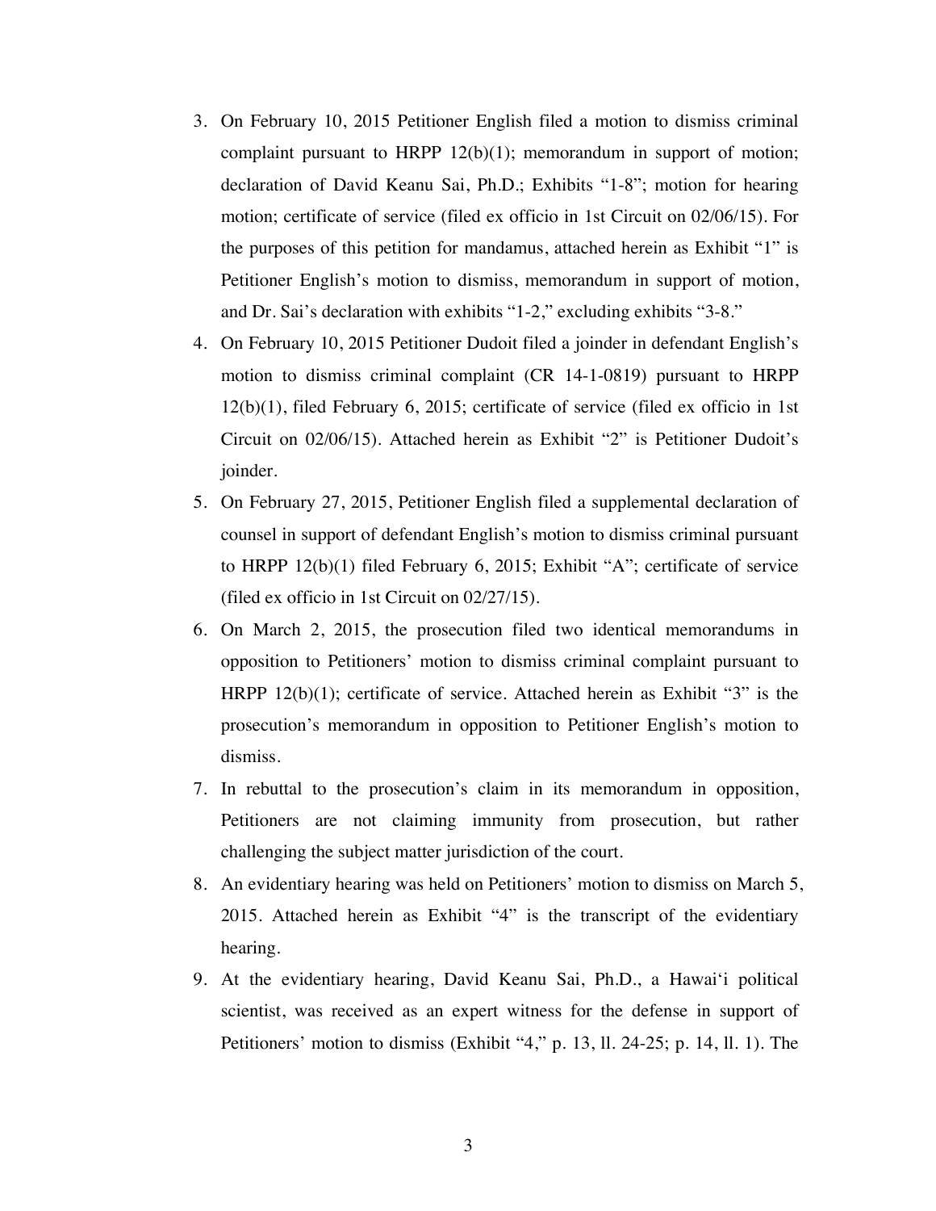3. On February 10, 2015 Petitioner English filed a motion to dismiss criminal complaint pursuant to HRPP 12(b)(1); memorandum in support of motion; declaration of David Keanu Sai, Ph.D.; Exhibits "1-8"; motion for hearing motion; certificate of service (filed ex officio in 1st Circuit on 02/06/15). For the purposes of this petition for mandamus, attached herein as Exhibit "1" is Petitioner English's motion to dismiss, memorandum in support of motion, and Dr. Sai's declaration with exhibits "1-2," excluding exhibits "3-8."
4. On February 10, 2015 Petitioner Dudoit filed a joinder in defendant English's motion to dismiss criminal complaint (CR 14-1-0819) pursuant to HRPP 12(b)(1), filed February 6, 2015; certificate of service (filed ex officio in 1st Circuit on 02/06/15). Attached herein as Exhibit "2" is Petitioner Dudoit's joinder.
5. On February 27, 2015, Petitioner English filed a supplemental declaration of counsel in support of defendant English's motion to dismiss criminal pursuant to HRPP 12(b)(1) filed February 6, 2015; Exhibit "A"; certificate of service (filed ex officio in 1st Circuit on 02/27/15).
6. On March 2, 2015, the prosecution filed two identical memorandums in opposition to Petitioners' motion to dismiss criminal complaint pursuant to HRPP 12(b)(1); certificate of service. Attached herein as Exhibit "3" is the prosecution's memorandum in opposition to Petitioner English's motion to dismiss.
7. In rebuttal to the prosecution's claim in its memorandum in opposition, Petitioners are not claiming immunity from prosecution, but rather challenging the subject matter jurisdiction of the court.
8. An evidentiary hearing was held on Petitioners' motion to dismiss on March 5, 2015. Attached herein as Exhibit "4" is the transcript of the evidentiary hearing.
9. At the evidentiary hearing, David Keanu Sai, Ph.D., a Hawai'i political scientist, was received as an expert witness for the defense in support of Petitioners' motion to dismiss (Exhibit "4," p. 13, ll. 24-25; p. 14, ll. 1). The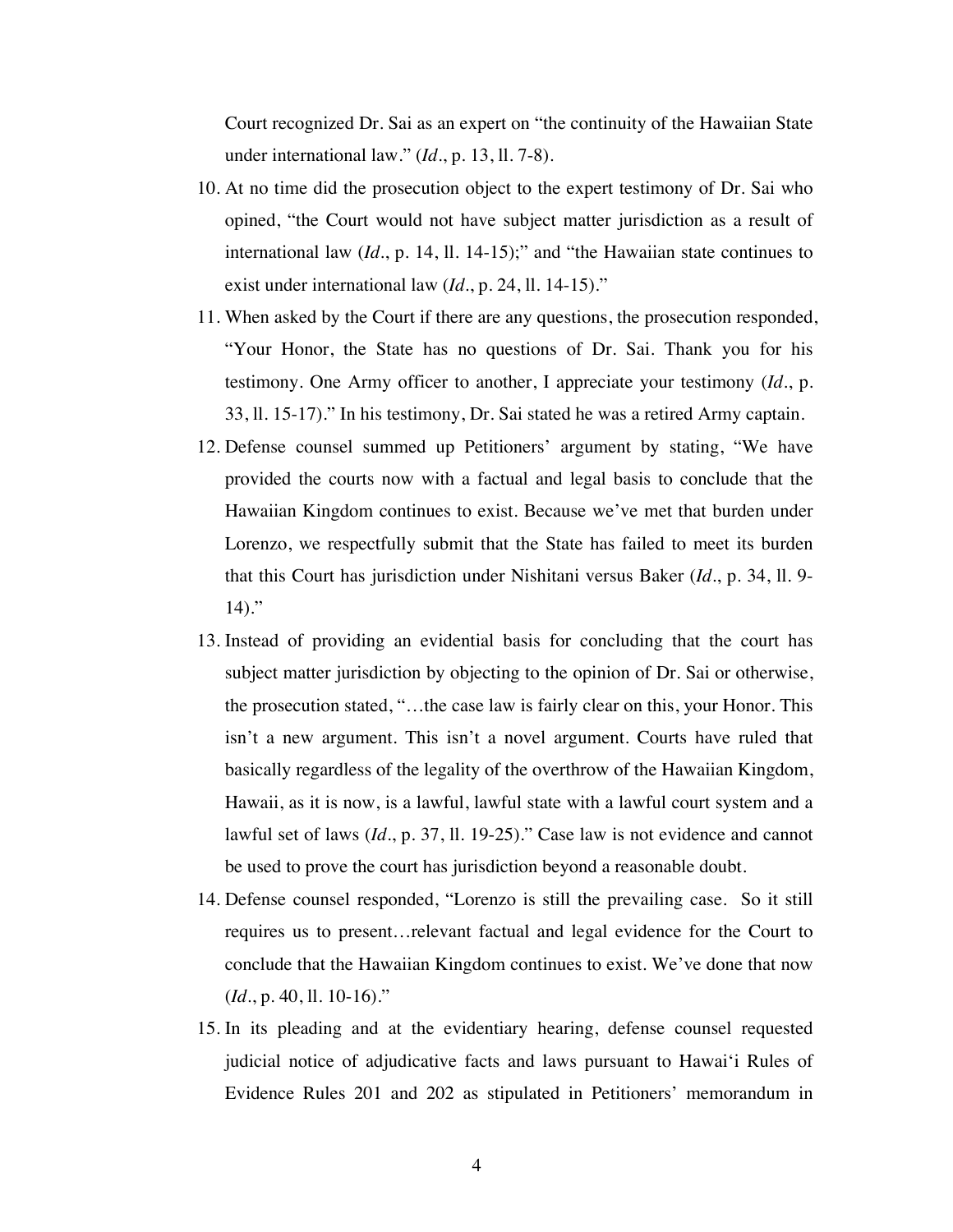Court recognized Dr. Sai as an expert on "the continuity of the Hawaiian State under international law." (*Id*., p. 13, ll. 7-8).

10. At no time did the prosecution object to the expert testimony of Dr. Sai who opined, "the Court would not have subject matter jurisdiction as a result of international law (*Id*., p. 14, ll. 14-15);" and "the Hawaiian state continues to exist under international law (*Id*., p. 24, ll. 14-15)."
11. When asked by the Court if there are any questions, the prosecution responded, "Your Honor, the State has no questions of Dr. Sai. Thank you for his testimony. One Army officer to another, I appreciate your testimony (*Id*., p. 33, ll. 15-17)." In his testimony, Dr. Sai stated he was a retired Army captain.
12. Defense counsel summed up Petitioners' argument by stating, "We have provided the courts now with a factual and legal basis to conclude that the Hawaiian Kingdom continues to exist. Because we've met that burden under Lorenzo, we respectfully submit that the State has failed to meet its burden that this Court has jurisdiction under Nishitani versus Baker (*Id*., p. 34, ll. 9-14)."
13. Instead of providing an evidential basis for concluding that the court has subject matter jurisdiction by objecting to the opinion of Dr. Sai or otherwise, the prosecution stated, "…the case law is fairly clear on this, your Honor. This isn't a new argument. This isn't a novel argument. Courts have ruled that basically regardless of the legality of the overthrow of the Hawaiian Kingdom, Hawaii, as it is now, is a lawful, lawful state with a lawful court system and a lawful set of laws (*Id*., p. 37, ll. 19-25)." Case law is not evidence and cannot be used to prove the court has jurisdiction beyond a reasonable doubt.
14. Defense counsel responded, "Lorenzo is still the prevailing case. So it still requires us to present…relevant factual and legal evidence for the Court to conclude that the Hawaiian Kingdom continues to exist. We've done that now (*Id*., p. 40, ll. 10-16)."
15. In its pleading and at the evidentiary hearing, defense counsel requested judicial notice of adjudicative facts and laws pursuant to Hawai'i Rules of Evidence Rules 201 and 202 as stipulated in Petitioners' memorandum in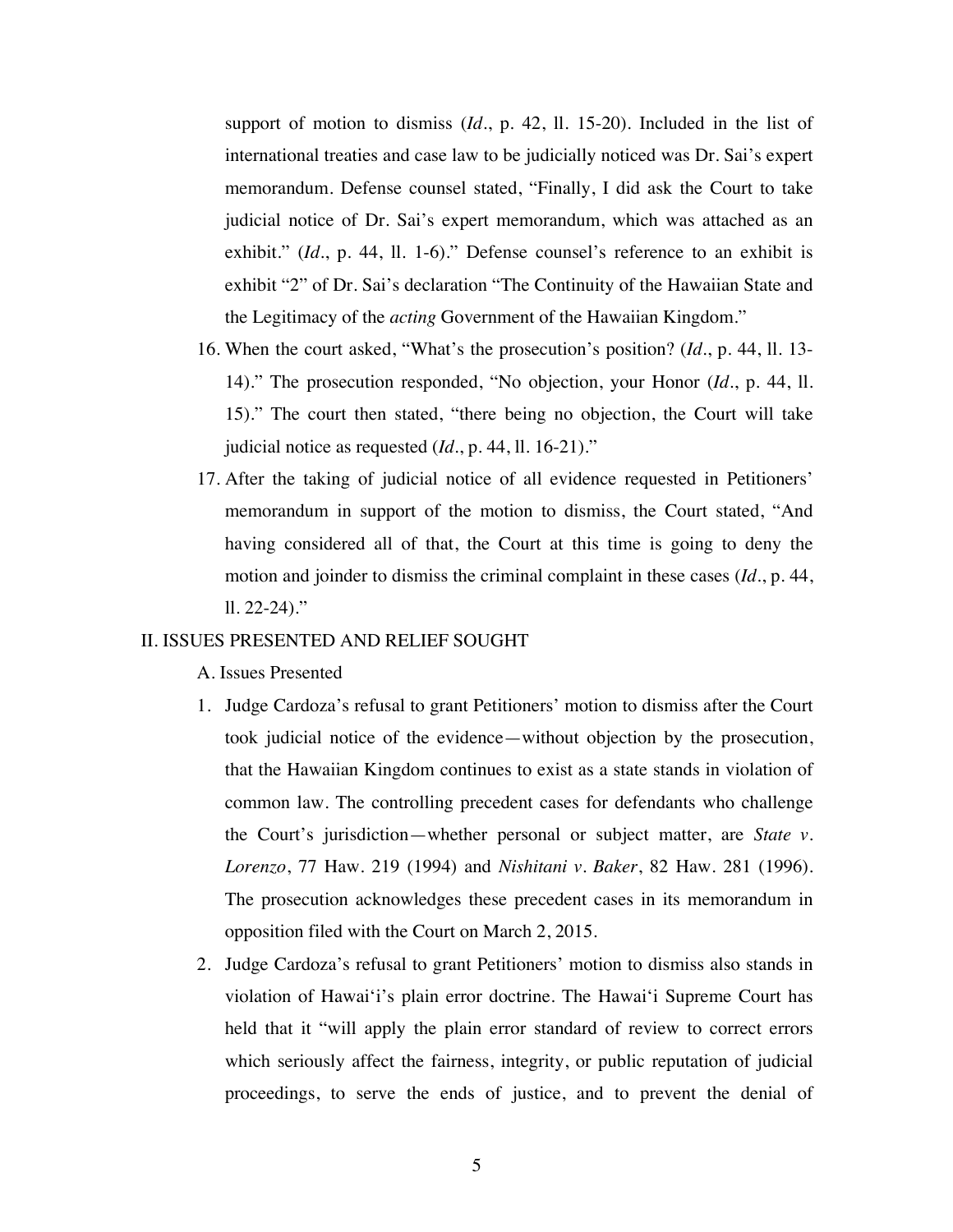support of motion to dismiss (*Id*., p. 42, ll. 15-20). Included in the list of international treaties and case law to be judicially noticed was Dr. Sai's expert memorandum. Defense counsel stated, "Finally, I did ask the Court to take judicial notice of Dr. Sai's expert memorandum, which was attached as an exhibit." (*Id*., p. 44, ll. 1-6)." Defense counsel's reference to an exhibit is exhibit "2" of Dr. Sai's declaration "The Continuity of the Hawaiian State and the Legitimacy of the *acting* Government of the Hawaiian Kingdom."

16. When the court asked, "What's the prosecution's position? (*Id*., p. 44, ll. 13-14)." The prosecution responded, "No objection, your Honor (*Id*., p. 44, ll. 15)." The court then stated, "there being no objection, the Court will take judicial notice as requested (*Id*., p. 44, ll. 16-21)."
17. After the taking of judicial notice of all evidence requested in Petitioners' memorandum in support of the motion to dismiss, the Court stated, "And having considered all of that, the Court at this time is going to deny the motion and joinder to dismiss the criminal complaint in these cases (*Id*., p. 44, ll. 22-24)."

## II. ISSUES PRESENTED AND RELIEF SOUGHT

### A. Issues Presented

1. Judge Cardoza's refusal to grant Petitioners' motion to dismiss after the Court took judicial notice of the evidence—without objection by the prosecution, that the Hawaiian Kingdom continues to exist as a state stands in violation of common law. The controlling precedent cases for defendants who challenge the Court's jurisdiction—whether personal or subject matter, are *State v. Lorenzo*, 77 Haw. 219 (1994) and *Nishitani v. Baker*, 82 Haw. 281 (1996). The prosecution acknowledges these precedent cases in its memorandum in opposition filed with the Court on March 2, 2015.
2. Judge Cardoza's refusal to grant Petitioners' motion to dismiss also stands in violation of Hawai'i's plain error doctrine. The Hawai'i Supreme Court has held that it "will apply the plain error standard of review to correct errors which seriously affect the fairness, integrity, or public reputation of judicial proceedings, to serve the ends of justice, and to prevent the denial of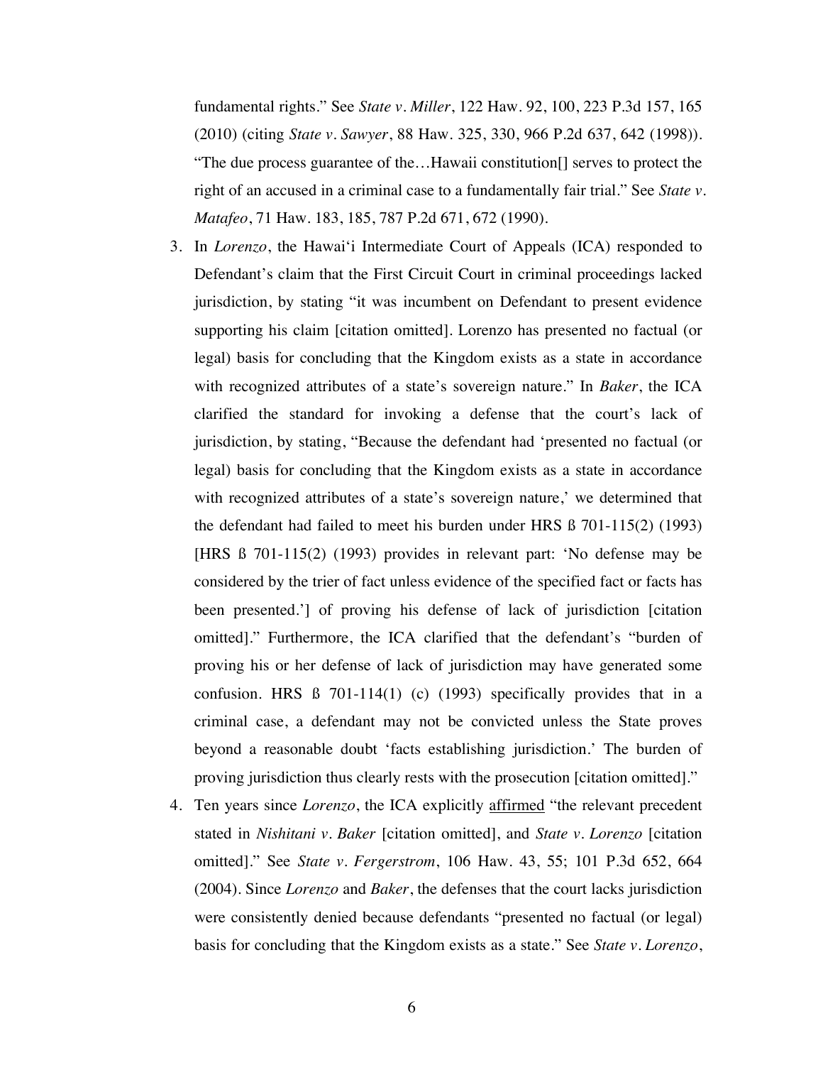fundamental rights." See *State v. Miller*, 122 Haw. 92, 100, 223 P.3d 157, 165 (2010) (citing *State v. Sawyer*, 88 Haw. 325, 330, 966 P.2d 637, 642 (1998)). "The due process guarantee of the…Hawaii constitution[] serves to protect the right of an accused in a criminal case to a fundamentally fair trial." See *State v. Matafeo*, 71 Haw. 183, 185, 787 P.2d 671, 672 (1990).

3. In *Lorenzo*, the Hawai'i Intermediate Court of Appeals (ICA) responded to Defendant's claim that the First Circuit Court in criminal proceedings lacked jurisdiction, by stating "it was incumbent on Defendant to present evidence supporting his claim [citation omitted]. Lorenzo has presented no factual (or legal) basis for concluding that the Kingdom exists as a state in accordance with recognized attributes of a state's sovereign nature." In *Baker*, the ICA clarified the standard for invoking a defense that the court's lack of jurisdiction, by stating, "Because the defendant had 'presented no factual (or legal) basis for concluding that the Kingdom exists as a state in accordance with recognized attributes of a state's sovereign nature,' we determined that the defendant had failed to meet his burden under HRS ß 701-115(2) (1993) [HRS ß 701-115(2) (1993) provides in relevant part: 'No defense may be considered by the trier of fact unless evidence of the specified fact or facts has been presented.'] of proving his defense of lack of jurisdiction [citation omitted]." Furthermore, the ICA clarified that the defendant's "burden of proving his or her defense of lack of jurisdiction may have generated some confusion. HRS ß 701-114(1) (c) (1993) specifically provides that in a criminal case, a defendant may not be convicted unless the State proves beyond a reasonable doubt 'facts establishing jurisdiction.' The burden of proving jurisdiction thus clearly rests with the prosecution [citation omitted]."

4. Ten years since *Lorenzo*, the ICA explicitly <u>affirmed</u> "the relevant precedent stated in *Nishitani v. Baker* [citation omitted], and *State v. Lorenzo* [citation omitted]." See *State v. Fergerstrom*, 106 Haw. 43, 55; 101 P.3d 652, 664 (2004). Since *Lorenzo* and *Baker*, the defenses that the court lacks jurisdiction were consistently denied because defendants "presented no factual (or legal) basis for concluding that the Kingdom exists as a state." See *State v. Lorenzo*,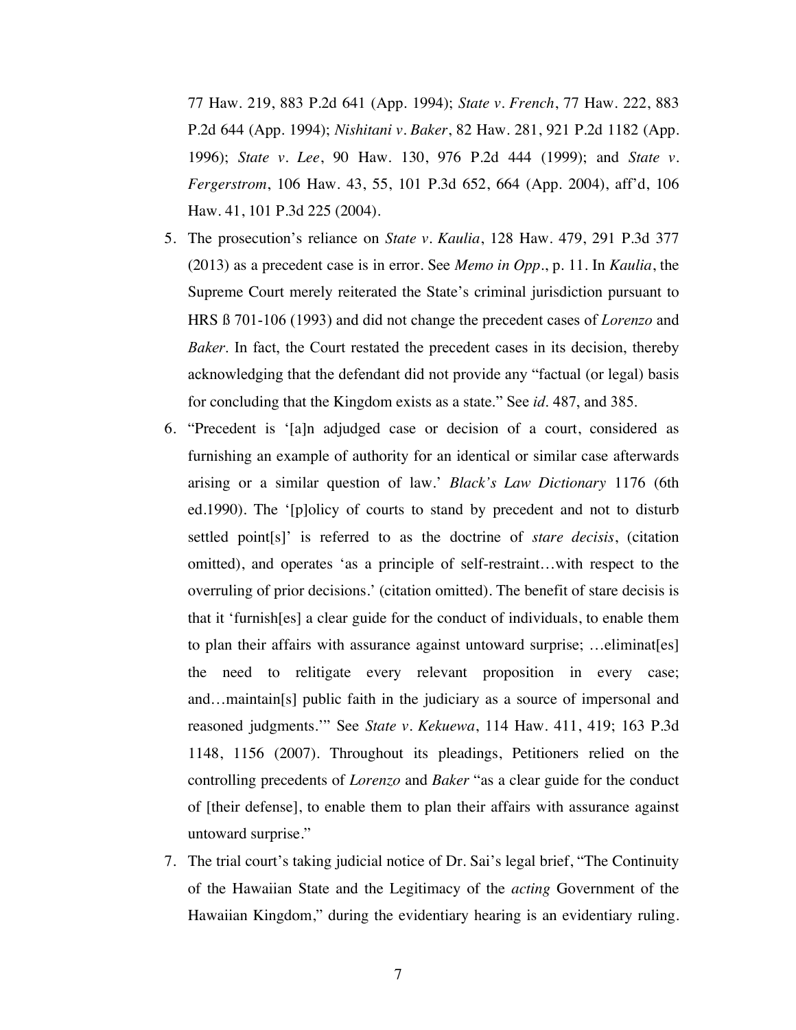77 Haw. 219, 883 P.2d 641 (App. 1994); *State v. French*, 77 Haw. 222, 883 P.2d 644 (App. 1994); *Nishitani v. Baker*, 82 Haw. 281, 921 P.2d 1182 (App. 1996); *State v. Lee*, 90 Haw. 130, 976 P.2d 444 (1999); and *State v. Fergerstrom*, 106 Haw. 43, 55, 101 P.3d 652, 664 (App. 2004), aff'd, 106 Haw. 41, 101 P.3d 225 (2004).

5. The prosecution's reliance on *State v. Kaulia*, 128 Haw. 479, 291 P.3d 377 (2013) as a precedent case is in error. See *Memo in Opp*., p. 11. In *Kaulia*, the Supreme Court merely reiterated the State's criminal jurisdiction pursuant to HRS ß 701-106 (1993) and did not change the precedent cases of *Lorenzo* and *Baker*. In fact, the Court restated the precedent cases in its decision, thereby acknowledging that the defendant did not provide any "factual (or legal) basis for concluding that the Kingdom exists as a state." See *id*. 487, and 385.

6. "Precedent is '[a]n adjudged case or decision of a court, considered as furnishing an example of authority for an identical or similar case afterwards arising or a similar question of law.' *Black's Law Dictionary* 1176 (6th ed.1990). The '[p]olicy of courts to stand by precedent and not to disturb settled point[s]' is referred to as the doctrine of *stare decisis*, (citation omitted), and operates 'as a principle of self-restraint…with respect to the overruling of prior decisions.' (citation omitted). The benefit of stare decisis is that it 'furnish[es] a clear guide for the conduct of individuals, to enable them to plan their affairs with assurance against untoward surprise; …eliminat[es] the need to relitigate every relevant proposition in every case; and…maintain[s] public faith in the judiciary as a source of impersonal and reasoned judgments.'" See *State v. Kekuewa*, 114 Haw. 411, 419; 163 P.3d 1148, 1156 (2007). Throughout its pleadings, Petitioners relied on the controlling precedents of *Lorenzo* and *Baker* "as a clear guide for the conduct of [their defense], to enable them to plan their affairs with assurance against untoward surprise."

7. The trial court's taking judicial notice of Dr. Sai's legal brief, "The Continuity of the Hawaiian State and the Legitimacy of the *acting* Government of the Hawaiian Kingdom," during the evidentiary hearing is an evidentiary ruling.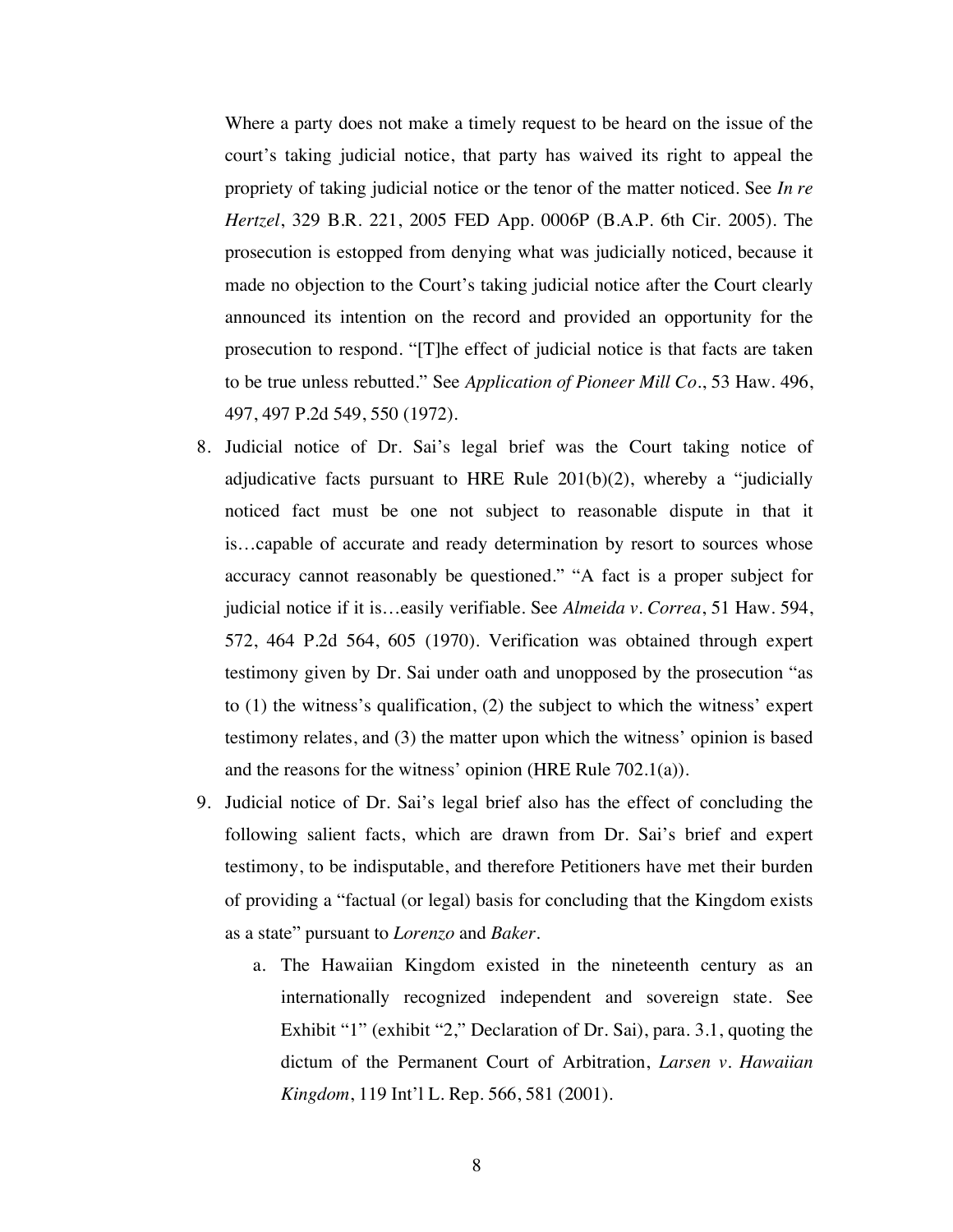Where a party does not make a timely request to be heard on the issue of the court's taking judicial notice, that party has waived its right to appeal the propriety of taking judicial notice or the tenor of the matter noticed. See *In re Hertzel*, 329 B.R. 221, 2005 FED App. 0006P (B.A.P. 6th Cir. 2005). The prosecution is estopped from denying what was judicially noticed, because it made no objection to the Court's taking judicial notice after the Court clearly announced its intention on the record and provided an opportunity for the prosecution to respond. "[T]he effect of judicial notice is that facts are taken to be true unless rebutted." See *Application of Pioneer Mill Co*., 53 Haw. 496, 497, 497 P.2d 549, 550 (1972).

8. Judicial notice of Dr. Sai's legal brief was the Court taking notice of adjudicative facts pursuant to HRE Rule 201(b)(2), whereby a "judicially noticed fact must be one not subject to reasonable dispute in that it is…capable of accurate and ready determination by resort to sources whose accuracy cannot reasonably be questioned." "A fact is a proper subject for judicial notice if it is…easily verifiable. See *Almeida v. Correa*, 51 Haw. 594, 572, 464 P.2d 564, 605 (1970). Verification was obtained through expert testimony given by Dr. Sai under oath and unopposed by the prosecution "as to (1) the witness's qualification, (2) the subject to which the witness' expert testimony relates, and (3) the matter upon which the witness' opinion is based and the reasons for the witness' opinion (HRE Rule 702.1(a)).

9. Judicial notice of Dr. Sai's legal brief also has the effect of concluding the following salient facts, which are drawn from Dr. Sai's brief and expert testimony, to be indisputable, and therefore Petitioners have met their burden of providing a "factual (or legal) basis for concluding that the Kingdom exists as a state" pursuant to *Lorenzo* and *Baker*.

    a. The Hawaiian Kingdom existed in the nineteenth century as an internationally recognized independent and sovereign state. See Exhibit "1" (exhibit "2," Declaration of Dr. Sai), para. 3.1, quoting the dictum of the Permanent Court of Arbitration, *Larsen v. Hawaiian Kingdom*, 119 Int'l L. Rep. 566, 581 (2001).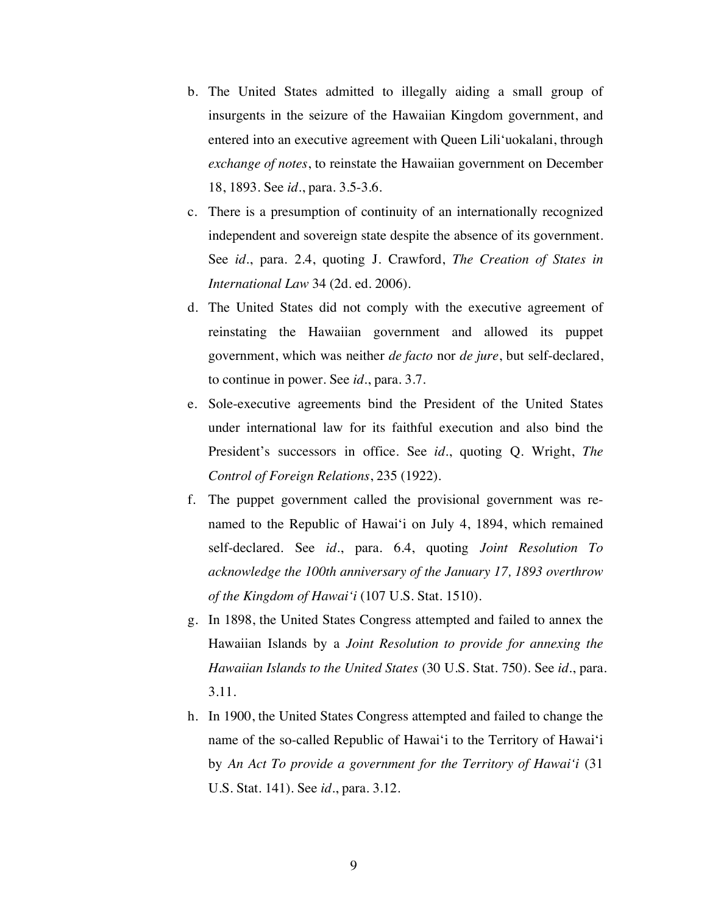b. The United States admitted to illegally aiding a small group of insurgents in the seizure of the Hawaiian Kingdom government, and entered into an executive agreement with Queen Lili'uokalani, through *exchange of notes*, to reinstate the Hawaiian government on December 18, 1893. See *id*., para. 3.5-3.6.

c. There is a presumption of continuity of an internationally recognized independent and sovereign state despite the absence of its government. See *id*., para. 2.4, quoting J. Crawford, *The Creation of States in International Law* 34 (2d. ed. 2006).

d. The United States did not comply with the executive agreement of reinstating the Hawaiian government and allowed its puppet government, which was neither *de facto* nor *de jure*, but self-declared, to continue in power. See *id*., para. 3.7.

e. Sole-executive agreements bind the President of the United States under international law for its faithful execution and also bind the President's successors in office. See *id*., quoting Q. Wright, *The Control of Foreign Relations*, 235 (1922).

f. The puppet government called the provisional government was re-named to the Republic of Hawai'i on July 4, 1894, which remained self-declared. See *id*., para. 6.4, quoting *Joint Resolution To acknowledge the 100th anniversary of the January 17, 1893 overthrow of the Kingdom of Hawai'i* (107 U.S. Stat. 1510).

g. In 1898, the United States Congress attempted and failed to annex the Hawaiian Islands by a *Joint Resolution to provide for annexing the Hawaiian Islands to the United States* (30 U.S. Stat. 750). See *id*., para. 3.11.

h. In 1900, the United States Congress attempted and failed to change the name of the so-called Republic of Hawai'i to the Territory of Hawai'i by *An Act To provide a government for the Territory of Hawai'i* (31 U.S. Stat. 141). See *id*., para. 3.12.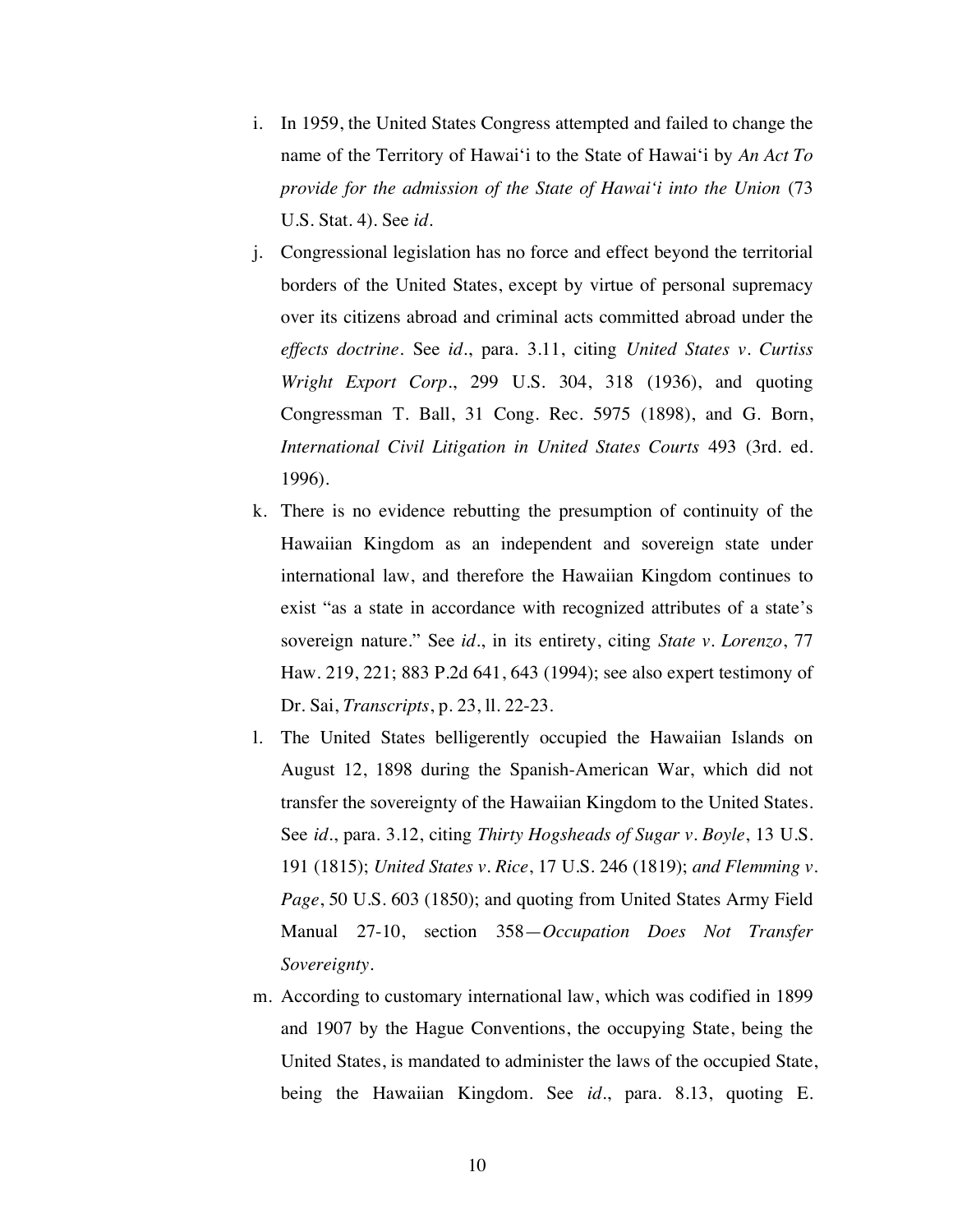i. In 1959, the United States Congress attempted and failed to change the name of the Territory of Hawai'i to the State of Hawai'i by *An Act To provide for the admission of the State of Hawai'i into the Union* (73 U.S. Stat. 4). See *id*.

j. Congressional legislation has no force and effect beyond the territorial borders of the United States, except by virtue of personal supremacy over its citizens abroad and criminal acts committed abroad under the *effects doctrine*. See *id*., para. 3.11, citing *United States v. Curtiss Wright Export Corp*., 299 U.S. 304, 318 (1936), and quoting Congressman T. Ball, 31 Cong. Rec. 5975 (1898), and G. Born, *International Civil Litigation in United States Courts* 493 (3rd. ed. 1996).

k. There is no evidence rebutting the presumption of continuity of the Hawaiian Kingdom as an independent and sovereign state under international law, and therefore the Hawaiian Kingdom continues to exist "as a state in accordance with recognized attributes of a state's sovereign nature." See *id*., in its entirety, citing *State v. Lorenzo*, 77 Haw. 219, 221; 883 P.2d 641, 643 (1994); see also expert testimony of Dr. Sai, *Transcripts*, p. 23, ll. 22-23.

l. The United States belligerently occupied the Hawaiian Islands on August 12, 1898 during the Spanish-American War, which did not transfer the sovereignty of the Hawaiian Kingdom to the United States. See *id*., para. 3.12, citing *Thirty Hogsheads of Sugar v. Boyle*, 13 U.S. 191 (1815); *United States v. Rice*, 17 U.S. 246 (1819); *and Flemming v. Page*, 50 U.S. 603 (1850); and quoting from United States Army Field Manual 27-10, section 358—*Occupation Does Not Transfer Sovereignty*.

m. According to customary international law, which was codified in 1899 and 1907 by the Hague Conventions, the occupying State, being the United States, is mandated to administer the laws of the occupied State, being the Hawaiian Kingdom. See *id*., para. 8.13, quoting E.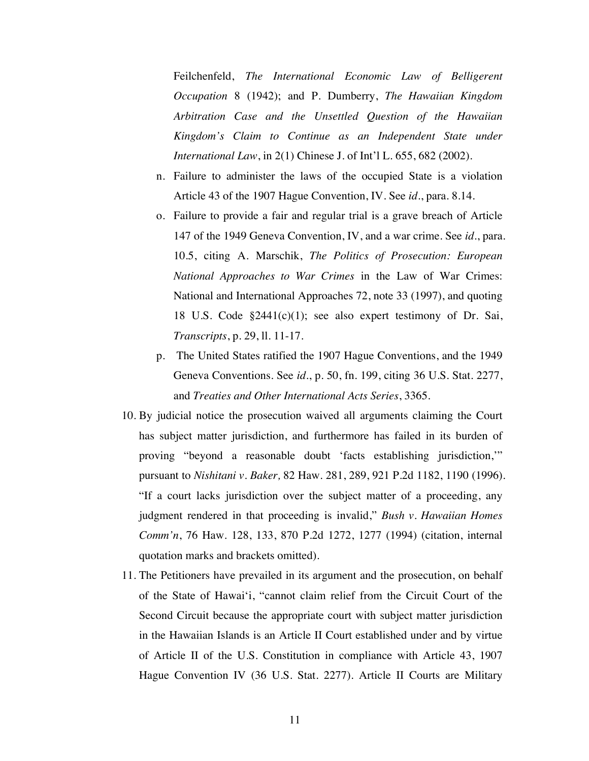Feilchenfeld, *The International Economic Law of Belligerent Occupation* 8 (1942); and P. Dumberry, *The Hawaiian Kingdom Arbitration Case and the Unsettled Question of the Hawaiian Kingdom's Claim to Continue as an Independent State under International Law*, in 2(1) Chinese J. of Int'l L. 655, 682 (2002).

n. Failure to administer the laws of the occupied State is a violation Article 43 of the 1907 Hague Convention, IV. See *id*., para. 8.14.

o. Failure to provide a fair and regular trial is a grave breach of Article 147 of the 1949 Geneva Convention, IV, and a war crime. See *id*., para. 10.5, citing A. Marschik, *The Politics of Prosecution: European National Approaches to War Crimes* in the Law of War Crimes: National and International Approaches 72, note 33 (1997), and quoting 18 U.S. Code §2441(c)(1); see also expert testimony of Dr. Sai, *Transcripts*, p. 29, ll. 11-17.

p. The United States ratified the 1907 Hague Conventions, and the 1949 Geneva Conventions. See *id*., p. 50, fn. 199, citing 36 U.S. Stat. 2277, and *Treaties and Other International Acts Series*, 3365.

10. By judicial notice the prosecution waived all arguments claiming the Court has subject matter jurisdiction, and furthermore has failed in its burden of proving "beyond a reasonable doubt 'facts establishing jurisdiction,'" pursuant to *Nishitani v. Baker,* 82 Haw. 281, 289, 921 P.2d 1182, 1190 (1996). "If a court lacks jurisdiction over the subject matter of a proceeding, any judgment rendered in that proceeding is invalid," *Bush v. Hawaiian Homes Comm'n*, 76 Haw. 128, 133, 870 P.2d 1272, 1277 (1994) (citation, internal quotation marks and brackets omitted).

11. The Petitioners have prevailed in its argument and the prosecution, on behalf of the State of Hawai'i, "cannot claim relief from the Circuit Court of the Second Circuit because the appropriate court with subject matter jurisdiction in the Hawaiian Islands is an Article II Court established under and by virtue of Article II of the U.S. Constitution in compliance with Article 43, 1907 Hague Convention IV (36 U.S. Stat. 2277). Article II Courts are Military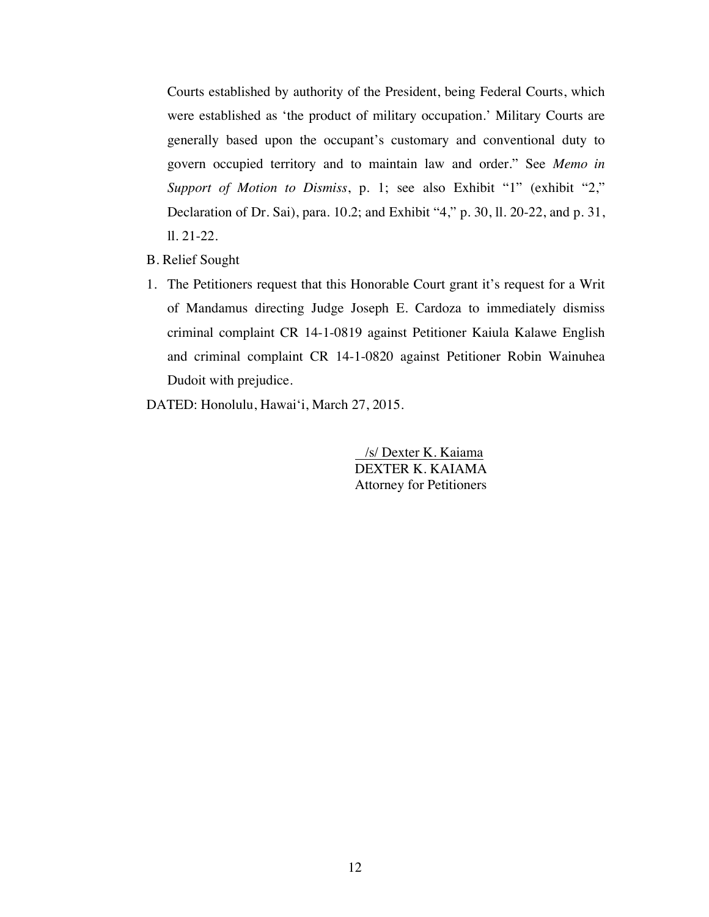Courts established by authority of the President, being Federal Courts, which were established as 'the product of military occupation.' Military Courts are generally based upon the occupant's customary and conventional duty to govern occupied territory and to maintain law and order." See *Memo in Support of Motion to Dismiss*, p. 1; see also Exhibit "1" (exhibit "2," Declaration of Dr. Sai), para. 10.2; and Exhibit "4," p. 30, ll. 20-22, and p. 31, ll. 21-22.

B. Relief Sought

1. The Petitioners request that this Honorable Court grant it's request for a Writ of Mandamus directing Judge Joseph E. Cardoza to immediately dismiss criminal complaint CR 14-1-0819 against Petitioner Kaiula Kalawe English and criminal complaint CR 14-1-0820 against Petitioner Robin Wainuhea Dudoit with prejudice.

DATED: Honolulu, Hawai'i, March 27, 2015.

/s/ Dexter K. Kaiama
DEXTER K. KAIAMA
Attorney for Petitioners